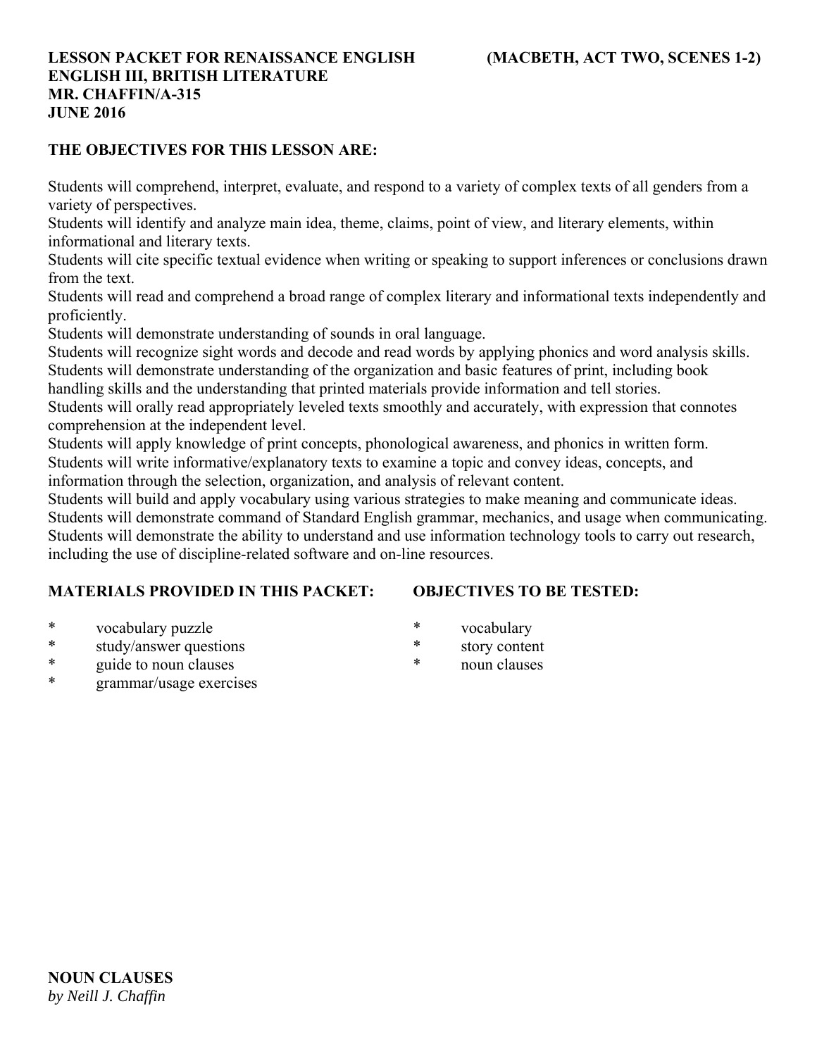**LESSON PACKET FOR RENAISSANCE ENGLISH (MACBETH, ACT TWO, SCENES 1-2)**
**ENGLISH III, BRITISH LITERATURE**
**MR. CHAFFIN/A-315**
**JUNE 2016**

**THE OBJECTIVES FOR THIS LESSON ARE:**

Students will comprehend, interpret, evaluate, and respond to a variety of complex texts of all genders from a variety of perspectives.
Students will identify and analyze main idea, theme, claims, point of view, and literary elements, within informational and literary texts.
Students will cite specific textual evidence when writing or speaking to support inferences or conclusions drawn from the text.
Students will read and comprehend a broad range of complex literary and informational texts independently and proficiently.
Students will demonstrate understanding of sounds in oral language.
Students will recognize sight words and decode and read words by applying phonics and word analysis skills.
Students will demonstrate understanding of the organization and basic features of print, including book handling skills and the understanding that printed materials provide information and tell stories.
Students will orally read appropriately leveled texts smoothly and accurately, with expression that connotes comprehension at the independent level.
Students will apply knowledge of print concepts, phonological awareness, and phonics in written form.
Students will write informative/explanatory texts to examine a topic and convey ideas, concepts, and information through the selection, organization, and analysis of relevant content.
Students will build and apply vocabulary using various strategies to make meaning and communicate ideas.
Students will demonstrate command of Standard English grammar, mechanics, and usage when communicating.
Students will demonstrate the ability to understand and use information technology tools to carry out research, including the use of discipline-related software and on-line resources.

**MATERIALS PROVIDED IN THIS PACKET:**

* vocabulary puzzle
* study/answer questions
* guide to noun clauses
* grammar/usage exercises

**OBJECTIVES TO BE TESTED:**

* vocabulary
* story content
* noun clauses

**NOUN CLAUSES**
*by Neill J. Chaffin*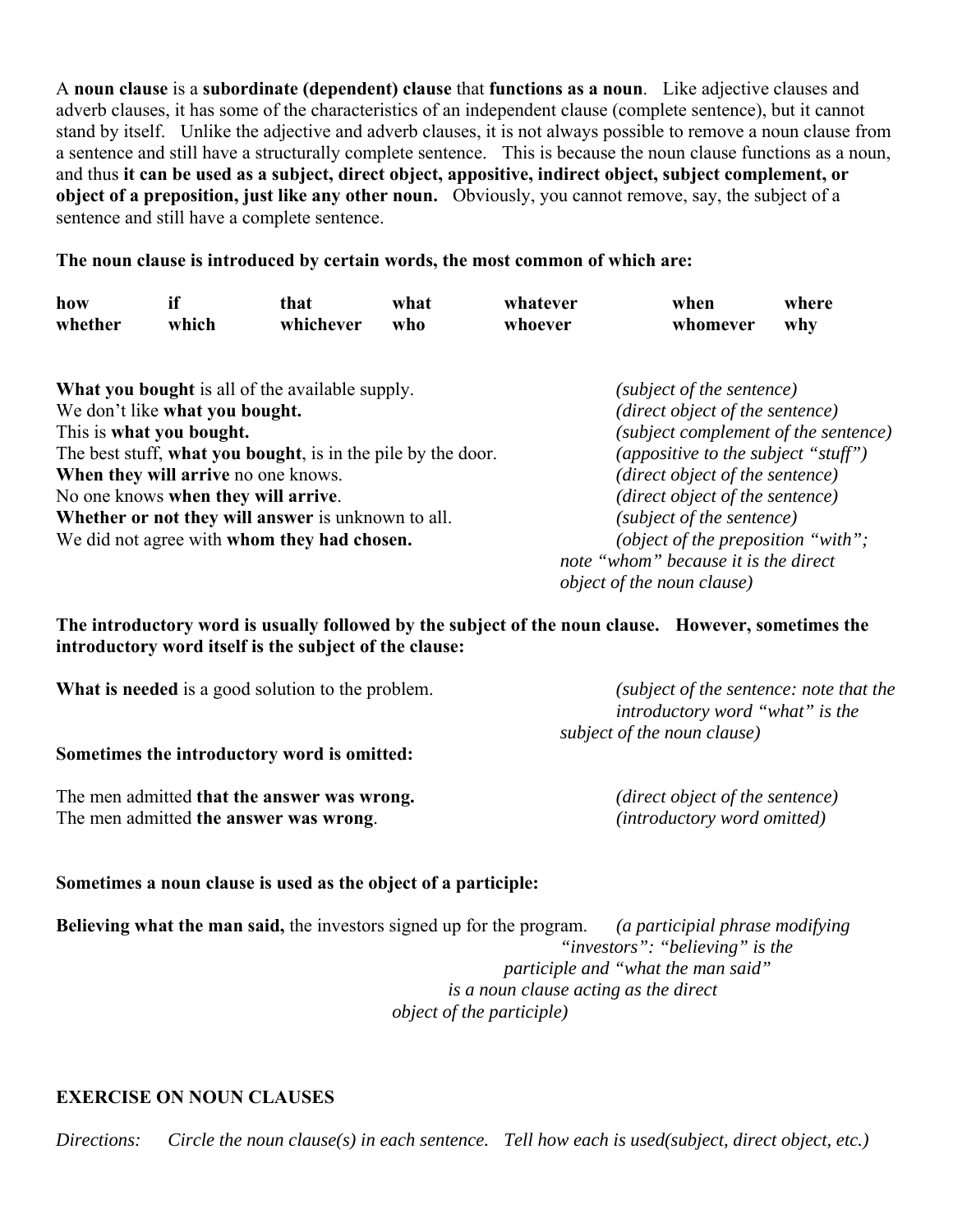A **noun clause** is a **subordinate (dependent) clause** that **functions as a noun**. Like adjective clauses and adverb clauses, it has some of the characteristics of an independent clause (complete sentence), but it cannot stand by itself. Unlike the adjective and adverb clauses, it is not always possible to remove a noun clause from a sentence and still have a structurally complete sentence. This is because the noun clause functions as a noun, and thus **it can be used as a subject, direct object, appositive, indirect object, subject complement, or object of a preposition, just like any other noun.** Obviously, you cannot remove, say, the subject of a sentence and still have a complete sentence.

**The noun clause is introduced by certain words, the most common of which are:**

| | | | | | | |
|---|---|---|---|---|---|---|
| **how** | **if** | **that** | **what** | **whatever** | **when** | **where** |
| **whether** | **which** | **whichever** | **who** | **whoever** | **whomever** | **why** |

**What you bought** is all of the available supply. *(subject of the sentence)*
We don't like **what you bought.** *(direct object of the sentence)*
This is **what you bought.** *(subject complement of the sentence)*
The best stuff, **what you bought**, is in the pile by the door. *(appositive to the subject "stuff")*
**When they will arrive** no one knows. *(direct object of the sentence)*
No one knows **when they will arrive**. *(direct object of the sentence)*
**Whether or not they will answer** is unknown to all. *(subject of the sentence)*
We did not agree with **whom they had chosen.** *(object of the preposition "with"; note "whom" because it is the direct object of the noun clause)*

**The introductory word is usually followed by the subject of the noun clause. However, sometimes the introductory word itself is the subject of the clause:**

**What is needed** is a good solution to the problem. *(subject of the sentence: note that the introductory word "what" is the subject of the noun clause)*

**Sometimes the introductory word is omitted:**

The men admitted **that the answer was wrong.** *(direct object of the sentence)*
The men admitted **the answer was wrong**. *(introductory word omitted)*

**Sometimes a noun clause is used as the object of a participle:**

**Believing what the man said,** the investors signed up for the program. *(a participial phrase modifying "investors": "believing" is the participle and "what the man said" is a noun clause acting as the direct object of the participle)*

**EXERCISE ON NOUN CLAUSES**

*Directions: Circle the noun clause(s) in each sentence. Tell how each is used(subject, direct object, etc.)*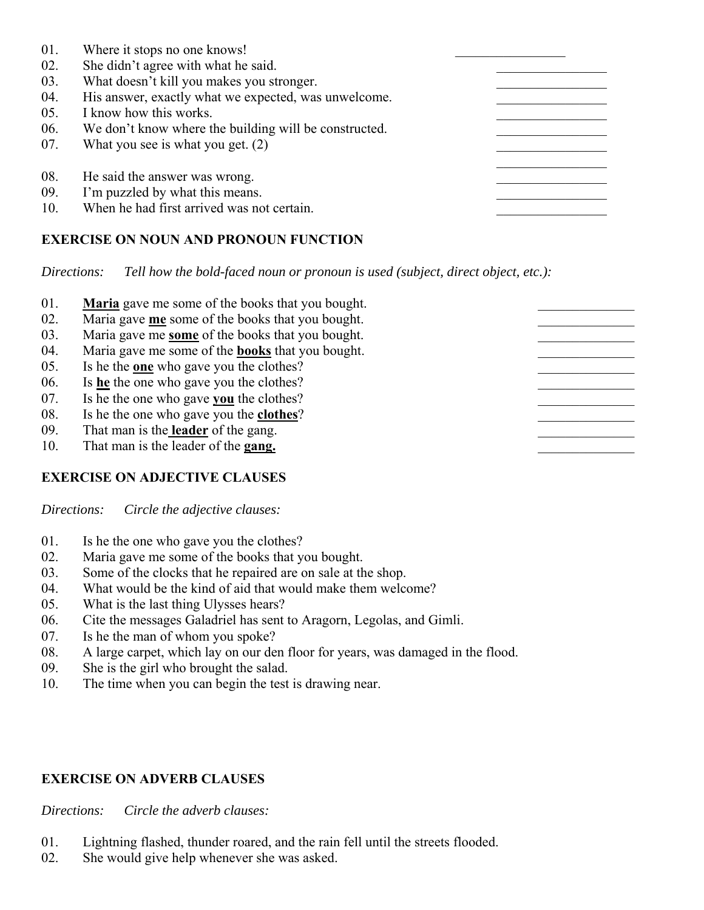01. Where it stops no one knows! \_\_\_\_\_\_\_\_\_\_\_\_\_\_\_\_
02. She didn't agree with what he said. \_\_\_\_\_\_\_\_\_\_\_\_\_\_\_\_
03. What doesn't kill you makes you stronger. \_\_\_\_\_\_\_\_\_\_\_\_\_\_\_\_
04. His answer, exactly what we expected, was unwelcome. \_\_\_\_\_\_\_\_\_\_\_\_\_\_\_\_
05. I know how this works. \_\_\_\_\_\_\_\_\_\_\_\_\_\_\_\_
06. We don't know where the building will be constructed. \_\_\_\_\_\_\_\_\_\_\_\_\_\_\_\_
07. What you see is what you get. (2) \_\_\_\_\_\_\_\_\_\_\_\_\_\_\_\_ \_\_\_\_\_\_\_\_\_\_\_\_\_\_\_\_
08. He said the answer was wrong. \_\_\_\_\_\_\_\_\_\_\_\_\_\_\_\_
09. I'm puzzled by what this means. \_\_\_\_\_\_\_\_\_\_\_\_\_\_\_\_
10. When he had first arrived was not certain. \_\_\_\_\_\_\_\_\_\_\_\_\_\_\_\_

## EXERCISE ON NOUN AND PRONOUN FUNCTION

*Directions: Tell how the bold-faced noun or pronoun is used (subject, direct object, etc.):*

01. **Maria** gave me some of the books that you bought. \_\_\_\_\_\_\_\_\_\_\_\_\_\_
02. Maria gave **me** some of the books that you bought. \_\_\_\_\_\_\_\_\_\_\_\_\_\_
03. Maria gave me **some** of the books that you bought. \_\_\_\_\_\_\_\_\_\_\_\_\_\_
04. Maria gave me some of the **books** that you bought. \_\_\_\_\_\_\_\_\_\_\_\_\_\_
05. Is he the **one** who gave you the clothes? \_\_\_\_\_\_\_\_\_\_\_\_\_\_
06. Is **he** the one who gave you the clothes? \_\_\_\_\_\_\_\_\_\_\_\_\_\_
07. Is he the one who gave **you** the clothes? \_\_\_\_\_\_\_\_\_\_\_\_\_\_
08. Is he the one who gave you the **clothes**? \_\_\_\_\_\_\_\_\_\_\_\_\_\_
09. That man is the **leader** of the gang. \_\_\_\_\_\_\_\_\_\_\_\_\_\_
10. That man is the leader of the **gang.** \_\_\_\_\_\_\_\_\_\_\_\_\_\_

## EXERCISE ON ADJECTIVE CLAUSES

*Directions: Circle the adjective clauses:*

01. Is he the one who gave you the clothes?
02. Maria gave me some of the books that you bought.
03. Some of the clocks that he repaired are on sale at the shop.
04. What would be the kind of aid that would make them welcome?
05. What is the last thing Ulysses hears?
06. Cite the messages Galadriel has sent to Aragorn, Legolas, and Gimli.
07. Is he the man of whom you spoke?
08. A large carpet, which lay on our den floor for years, was damaged in the flood.
09. She is the girl who brought the salad.
10. The time when you can begin the test is drawing near.

## EXERCISE ON ADVERB CLAUSES

*Directions: Circle the adverb clauses:*

01. Lightning flashed, thunder roared, and the rain fell until the streets flooded.
02. She would give help whenever she was asked.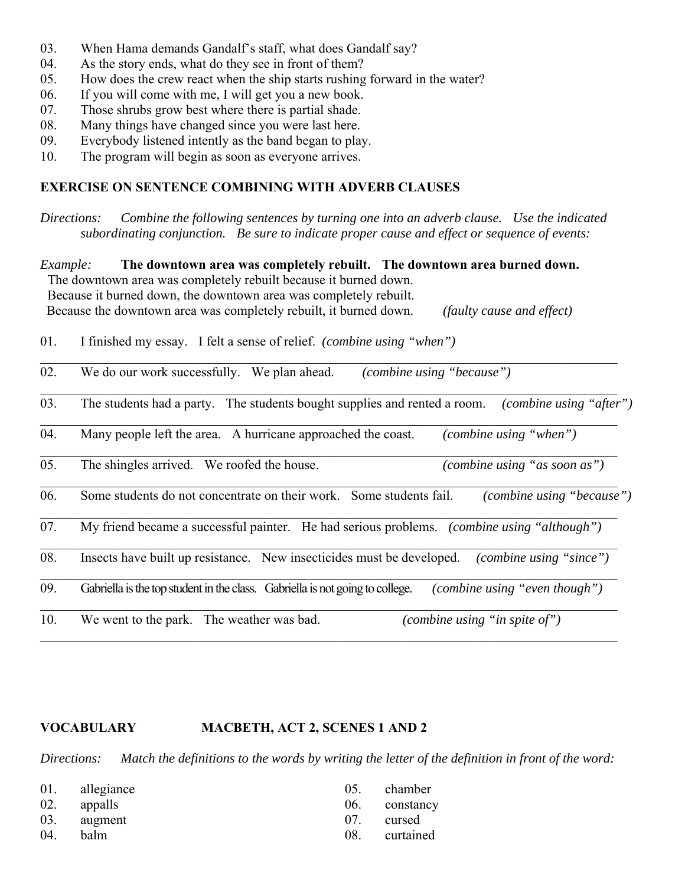03. When Hama demands Gandalf's staff, what does Gandalf say?
04. As the story ends, what do they see in front of them?
05. How does the crew react when the ship starts rushing forward in the water?
06. If you will come with me, I will get you a new book.
07. Those shrubs grow best where there is partial shade.
08. Many things have changed since you were last here.
09. Everybody listened intently as the band began to play.
10. The program will begin as soon as everyone arrives.

**EXERCISE ON SENTENCE COMBINING WITH ADVERB CLAUSES**

*Directions: Combine the following sentences by turning one into an adverb clause. Use the indicated subordinating conjunction. Be sure to indicate proper cause and effect or sequence of events:*

*Example:* **The downtown area was completely rebuilt. The downtown area burned down.**
The downtown area was completely rebuilt because it burned down.
Because it burned down, the downtown area was completely rebuilt.
Because the downtown area was completely rebuilt, it burned down. *(faulty cause and effect)*

01. I finished my essay. I felt a sense of relief. *(combine using "when")*

_______________________________________________________________________________

02. We do our work successfully. We plan ahead. *(combine using "because")*

_______________________________________________________________________________

03. The students had a party. The students bought supplies and rented a room. *(combine using "after")*

_______________________________________________________________________________

04. Many people left the area. A hurricane approached the coast. *(combine using "when")*

_______________________________________________________________________________

05. The shingles arrived. We roofed the house. *(combine using "as soon as")*

_______________________________________________________________________________

06. Some students do not concentrate on their work. Some students fail. *(combine using "because")*

_______________________________________________________________________________

07. My friend became a successful painter. He had serious problems. *(combine using "although")*

_______________________________________________________________________________

08. Insects have built up resistance. New insecticides must be developed. *(combine using "since")*

_______________________________________________________________________________

09. Gabriella is the top student in the class. Gabriella is not going to college. *(combine using "even though")*

_______________________________________________________________________________

10. We went to the park. The weather was bad. *(combine using "in spite of")*

_______________________________________________________________________________

**VOCABULARY MACBETH, ACT 2, SCENES 1 AND 2**

*Directions: Match the definitions to the words by writing the letter of the definition in front of the word:*

01. allegiance
02. appalls
03. augment
04. balm
05. chamber
06. constancy
07. cursed
08. curtained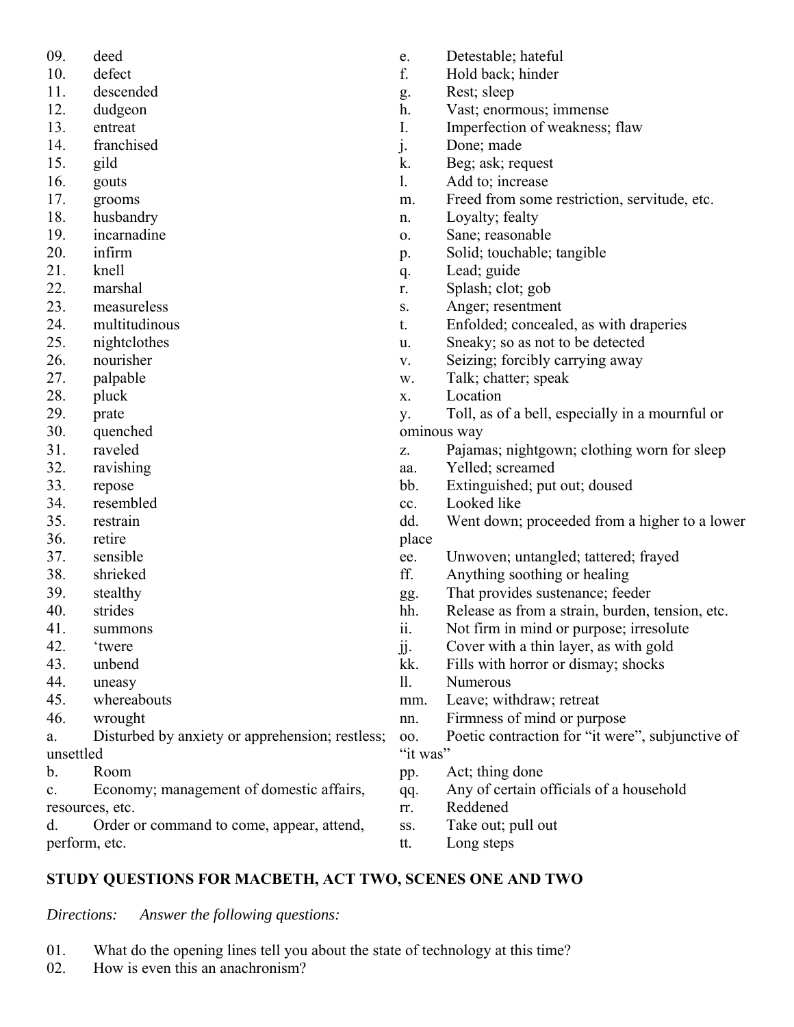09. deed
10. defect
11. descended
12. dudgeon
13. entreat
14. franchised
15. gild
16. gouts
17. grooms
18. husbandry
19. incarnadine
20. infirm
21. knell
22. marshal
23. measureless
24. multitudinous
25. nightclothes
26. nourisher
27. palpable
28. pluck
29. prate
30. quenched
31. raveled
32. ravishing
33. repose
34. resembled
35. restrain
36. retire
37. sensible
38. shrieked
39. stealthy
40. strides
41. summons
42. 'twere
43. unbend
44. uneasy
45. whereabouts
46. wrought

a. Disturbed by anxiety or apprehension; restless; unsettled
b. Room
c. Economy; management of domestic affairs, resources, etc.
d. Order or command to come, appear, attend, perform, etc.
e. Detestable; hateful
f. Hold back; hinder
g. Rest; sleep
h. Vast; enormous; immense
I. Imperfection of weakness; flaw
j. Done; made
k. Beg; ask; request
l. Add to; increase
m. Freed from some restriction, servitude, etc.
n. Loyalty; fealty
o. Sane; reasonable
p. Solid; touchable; tangible
q. Lead; guide
r. Splash; clot; gob
s. Anger; resentment
t. Enfolded; concealed, as with draperies
u. Sneaky; so as not to be detected
v. Seizing; forcibly carrying away
w. Talk; chatter; speak
x. Location
y. Toll, as of a bell, especially in a mournful or ominous way
z. Pajamas; nightgown; clothing worn for sleep
aa. Yelled; screamed
bb. Extinguished; put out; doused
cc. Looked like
dd. Went down; proceeded from a higher to a lower place
ee. Unwoven; untangled; tattered; frayed
ff. Anything soothing or healing
gg. That provides sustenance; feeder
hh. Release as from a strain, burden, tension, etc.
ii. Not firm in mind or purpose; irresolute
jj. Cover with a thin layer, as with gold
kk. Fills with horror or dismay; shocks
ll. Numerous
mm. Leave; withdraw; retreat
nn. Firmness of mind or purpose
oo. Poetic contraction for "it were", subjunctive of "it was"
pp. Act; thing done
qq. Any of certain officials of a household
rr. Reddened
ss. Take out; pull out
tt. Long steps

**STUDY QUESTIONS FOR MACBETH, ACT TWO, SCENES ONE AND TWO**

*Directions: Answer the following questions:*

01. What do the opening lines tell you about the state of technology at this time?
02. How is even this an anachronism?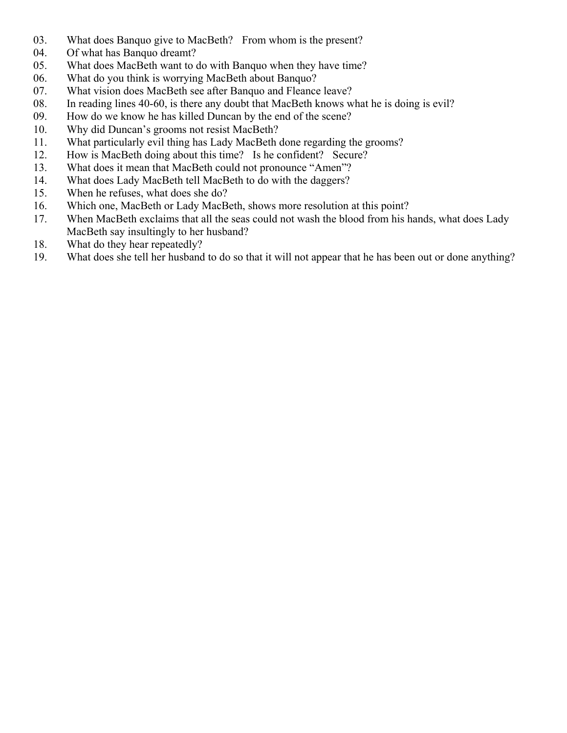03. What does Banquo give to MacBeth? From whom is the present?
04. Of what has Banquo dreamt?
05. What does MacBeth want to do with Banquo when they have time?
06. What do you think is worrying MacBeth about Banquo?
07. What vision does MacBeth see after Banquo and Fleance leave?
08. In reading lines 40-60, is there any doubt that MacBeth knows what he is doing is evil?
09. How do we know he has killed Duncan by the end of the scene?
10. Why did Duncan's grooms not resist MacBeth?
11. What particularly evil thing has Lady MacBeth done regarding the grooms?
12. How is MacBeth doing about this time? Is he confident? Secure?
13. What does it mean that MacBeth could not pronounce "Amen"?
14. What does Lady MacBeth tell MacBeth to do with the daggers?
15. When he refuses, what does she do?
16. Which one, MacBeth or Lady MacBeth, shows more resolution at this point?
17. When MacBeth exclaims that all the seas could not wash the blood from his hands, what does Lady MacBeth say insultingly to her husband?
18. What do they hear repeatedly?
19. What does she tell her husband to do so that it will not appear that he has been out or done anything?